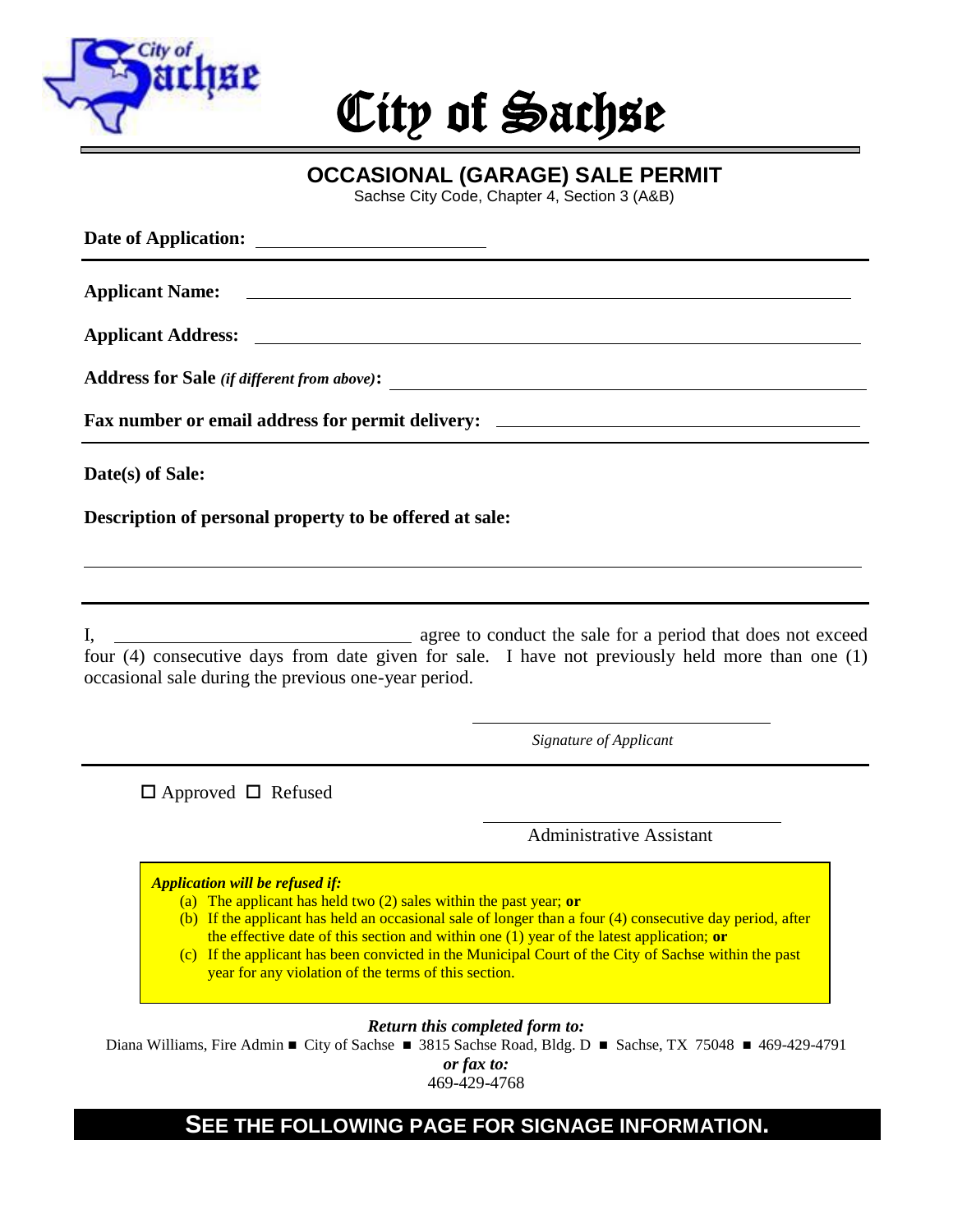# City of Sachse

## OCCASIONAL (GARAGE) SALE PERMIT

Sachse City Code, Chapter 4, Section 3 (A&B)

**Date of Application:** ____________________

---

**Applicant Name:** ____________________

**Applicant Address:** ____________________

**Address for Sale** ***(if different from above)*****:** ____________________

**Fax number or email address for permit delivery:** ____________________

---

**Date(s) of Sale:**

**Description of personal property to be offered at sale:**

____________________

---

I, ____________________ agree to conduct the sale for a period that does not exceed four (4) consecutive days from date given for sale. I have not previously held more than one (1) occasional sale during the previous one-year period.

____________________
*Signature of Applicant*

---

☐ Approved ☐ Refused

____________________
Administrative Assistant

> ***Application will be refused if:***
>
> (a) The applicant has held two (2) sales within the past year; **or**
>
> (b) If the applicant has held an occasional sale of longer than a four (4) consecutive day period, after the effective date of this section and within one (1) year of the latest application; **or**
>
> (c) If the applicant has been convicted in the Municipal Court of the City of Sachse within the past year for any violation of the terms of this section.

***Return this completed form to:***

Diana Williams, Fire Admin ■ City of Sachse ■ 3815 Sachse Road, Bldg. D ■ Sachse, TX 75048 ■ 469-429-4791

***or fax to:***

469-429-4768

**SEE THE FOLLOWING PAGE FOR SIGNAGE INFORMATION.**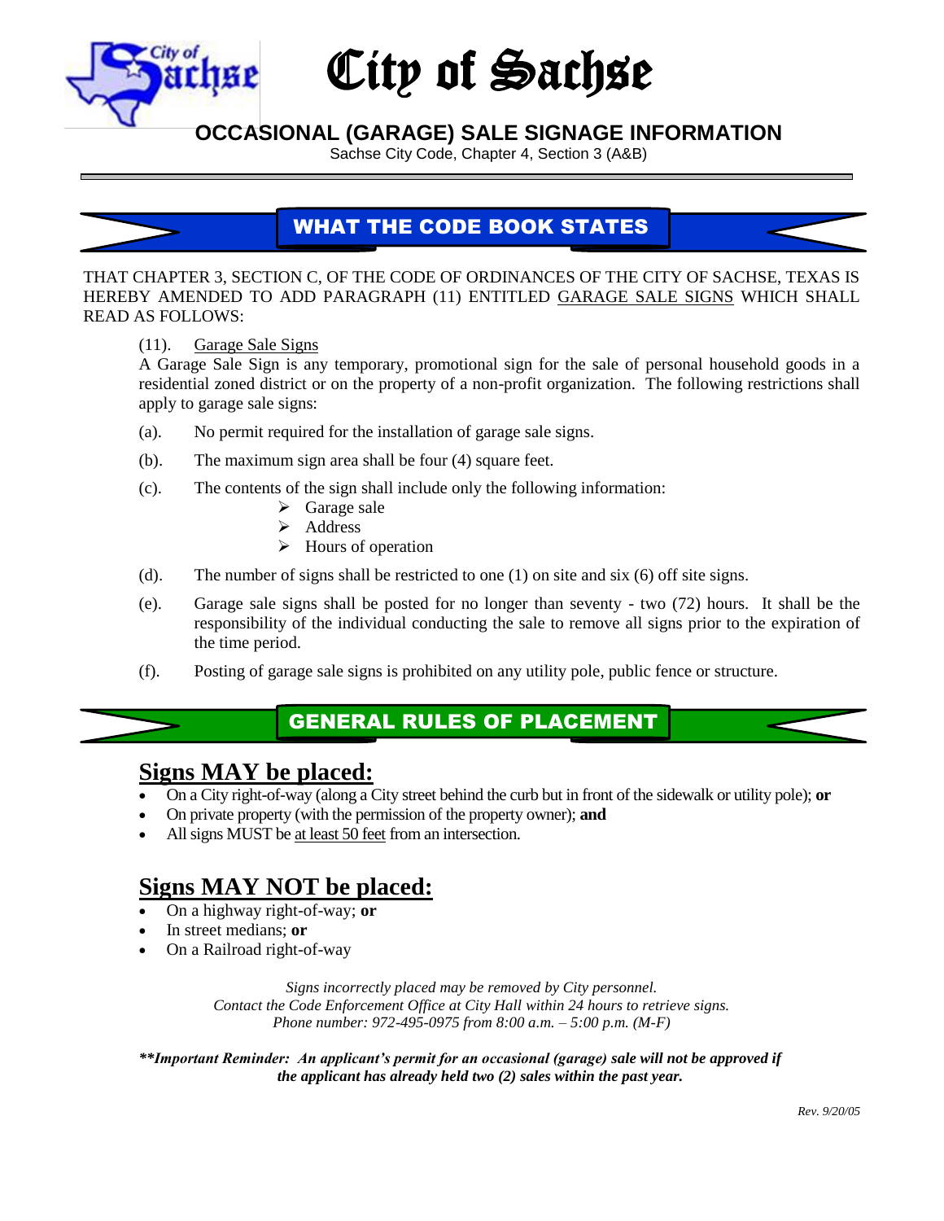# City of Sachse

## OCCASIONAL (GARAGE) SALE SIGNAGE INFORMATION

Sachse City Code, Chapter 4, Section 3 (A&B)

## WHAT THE CODE BOOK STATES

THAT CHAPTER 3, SECTION C, OF THE CODE OF ORDINANCES OF THE CITY OF SACHSE, TEXAS IS HEREBY AMENDED TO ADD PARAGRAPH (11) ENTITLED GARAGE SALE SIGNS WHICH SHALL READ AS FOLLOWS:

(11). Garage Sale Signs

A Garage Sale Sign is any temporary, promotional sign for the sale of personal household goods in a residential zoned district or on the property of a non-profit organization. The following restrictions shall apply to garage sale signs:

(a). No permit required for the installation of garage sale signs.

(b). The maximum sign area shall be four (4) square feet.

(c). The contents of the sign shall include only the following information:

- Garage sale
- Address
- Hours of operation

(d). The number of signs shall be restricted to one (1) on site and six (6) off site signs.

(e). Garage sale signs shall be posted for no longer than seventy - two (72) hours. It shall be the responsibility of the individual conducting the sale to remove all signs prior to the expiration of the time period.

(f). Posting of garage sale signs is prohibited on any utility pole, public fence or structure.

## GENERAL RULES OF PLACEMENT

### Signs MAY be placed:

- On a City right-of-way (along a City street behind the curb but in front of the sidewalk or utility pole); **or**
- On private property (with the permission of the property owner); **and**
- All signs MUST be at least 50 feet from an intersection.

### Signs MAY NOT be placed:

- On a highway right-of-way; **or**
- In street medians; **or**
- On a Railroad right-of-way

*Signs incorrectly placed may be removed by City personnel.*
*Contact the Code Enforcement Office at City Hall within 24 hours to retrieve signs.*
*Phone number: 972-495-0975 from 8:00 a.m. – 5:00 p.m. (M-F)*

***\*\*Important Reminder: An applicant's permit for an occasional (garage) sale will not be approved if the applicant has already held two (2) sales within the past year.***

*Rev. 9/20/05*